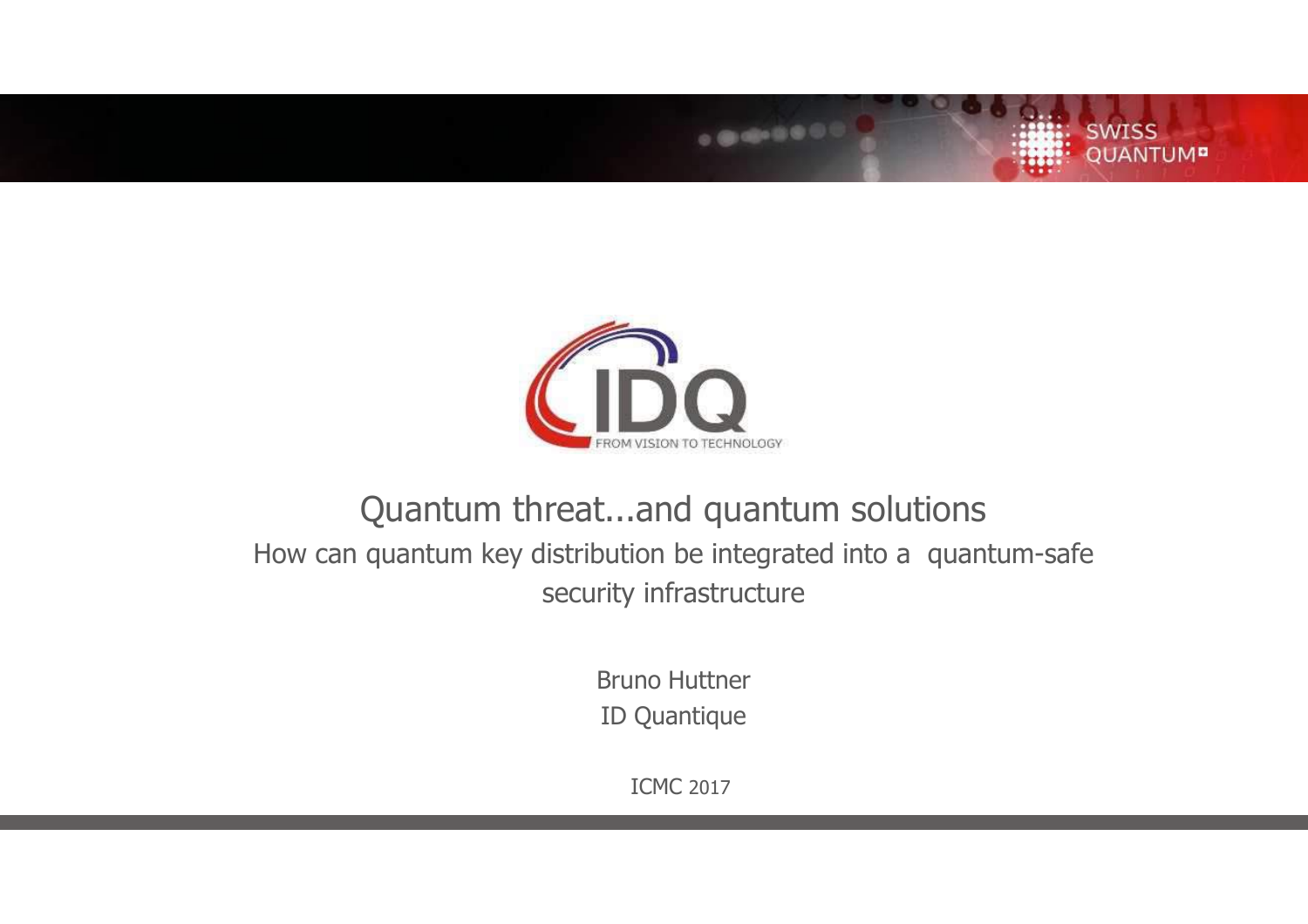# Quantum threat...and quantum solutions

## How can quantum key distribution be integrated into a quantum-safe security infrastructure

Bruno Huttner

ID Quantique

ICMC 2017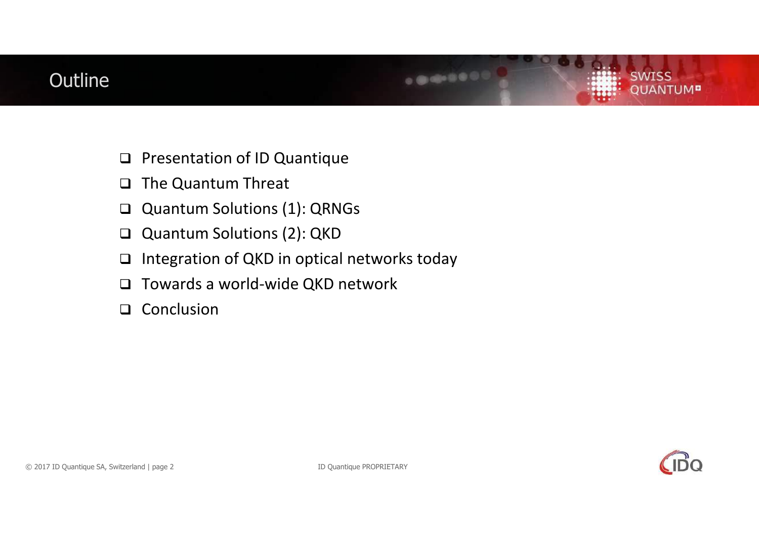# Outline

- Presentation of ID Quantique
- The Quantum Threat
- Quantum Solutions (1): QRNGs
- Quantum Solutions (2): QKD
- Integration of QKD in optical networks today
- Towards a world-wide QKD network
- Conclusion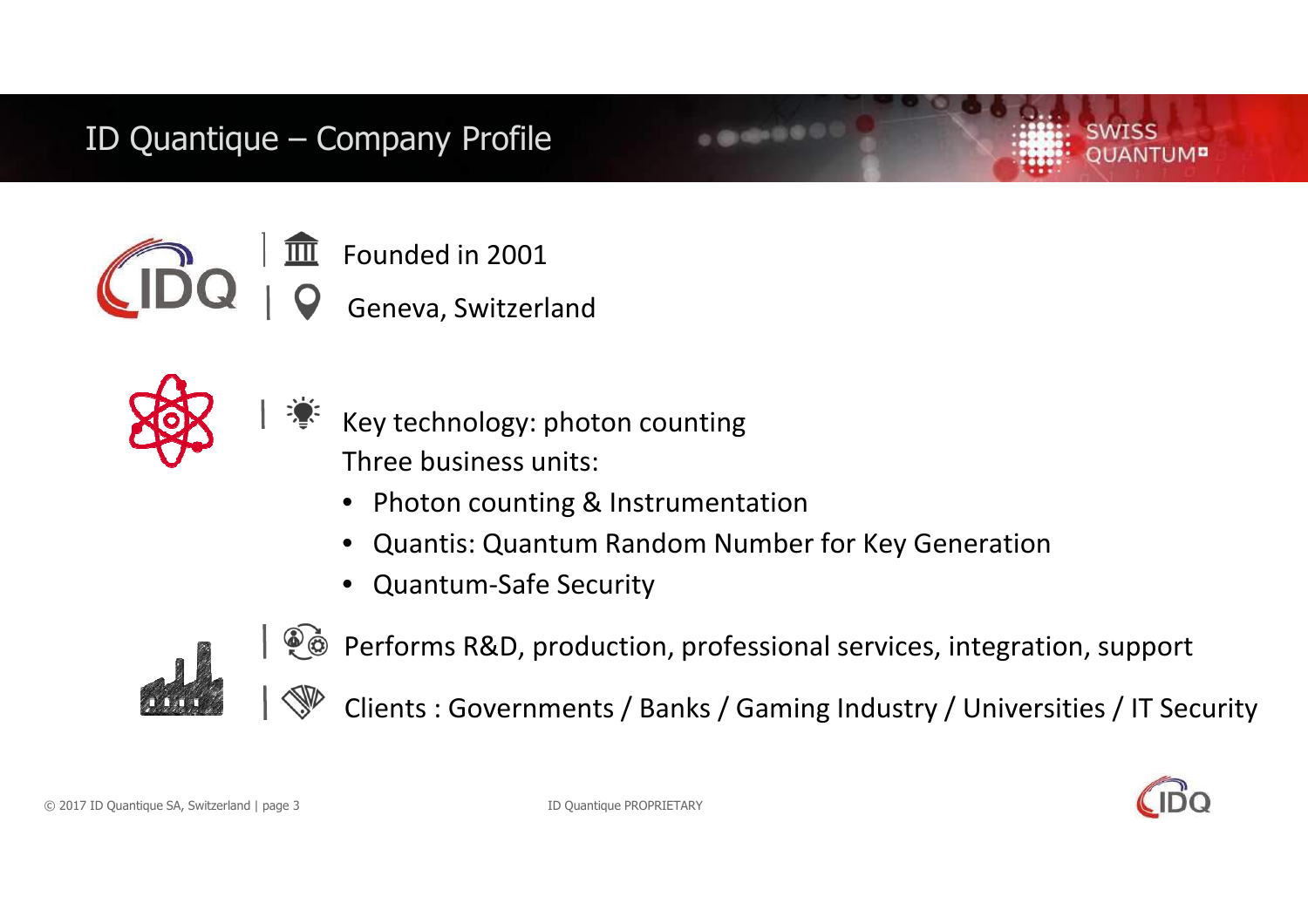# ID Quantique – Company Profile

Founded in 2001

Geneva, Switzerland

Key technology: photon counting

Three business units:

- Photon counting & Instrumentation
- Quantis: Quantum Random Number for Key Generation
- Quantum-Safe Security

Performs R&D, production, professional services, integration, support

Clients : Governments / Banks / Gaming Industry / Universities / IT Security

ID Quantique PROPRIETARY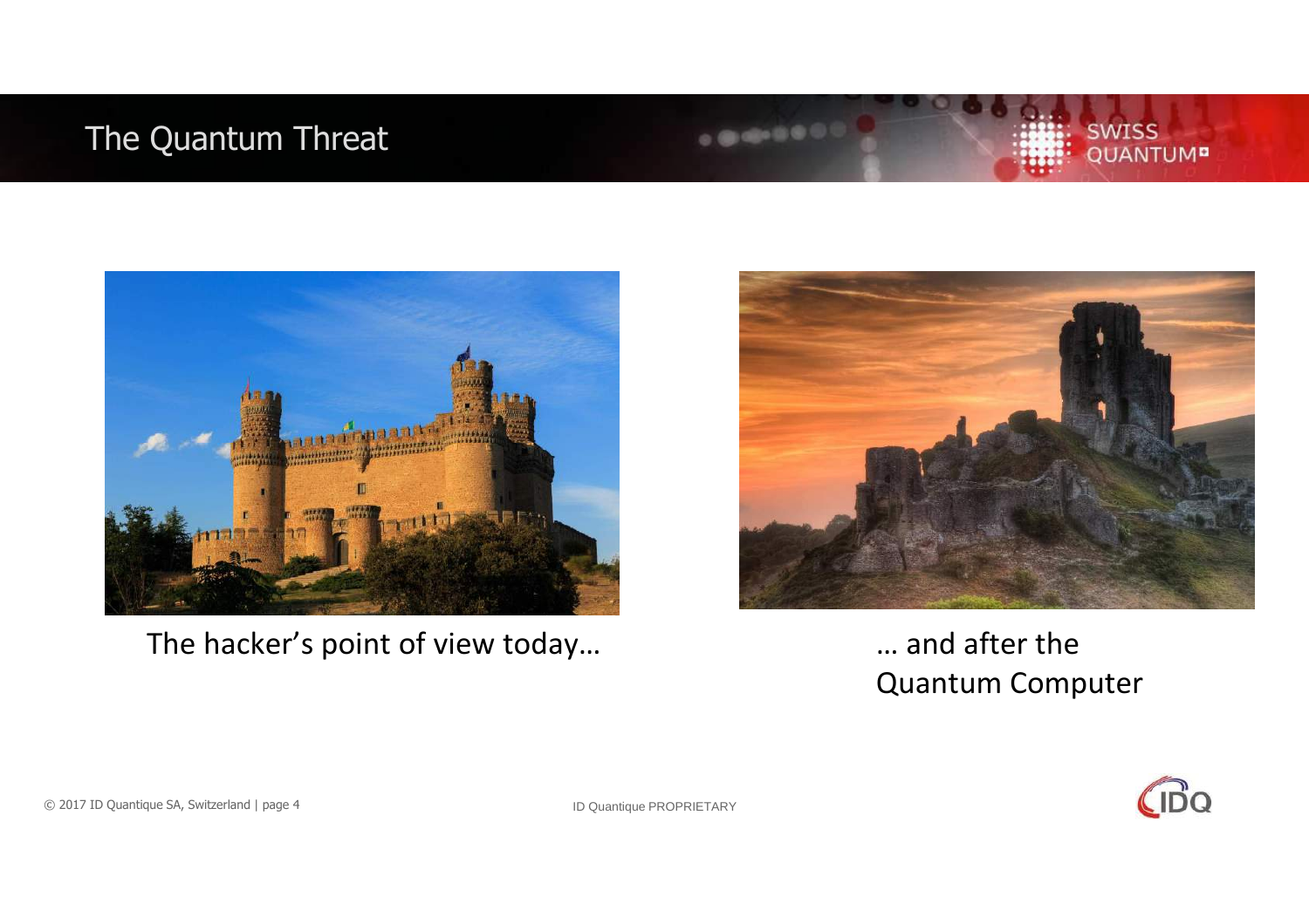# The Quantum Threat

The hacker's point of view today…

… and after the Quantum Computer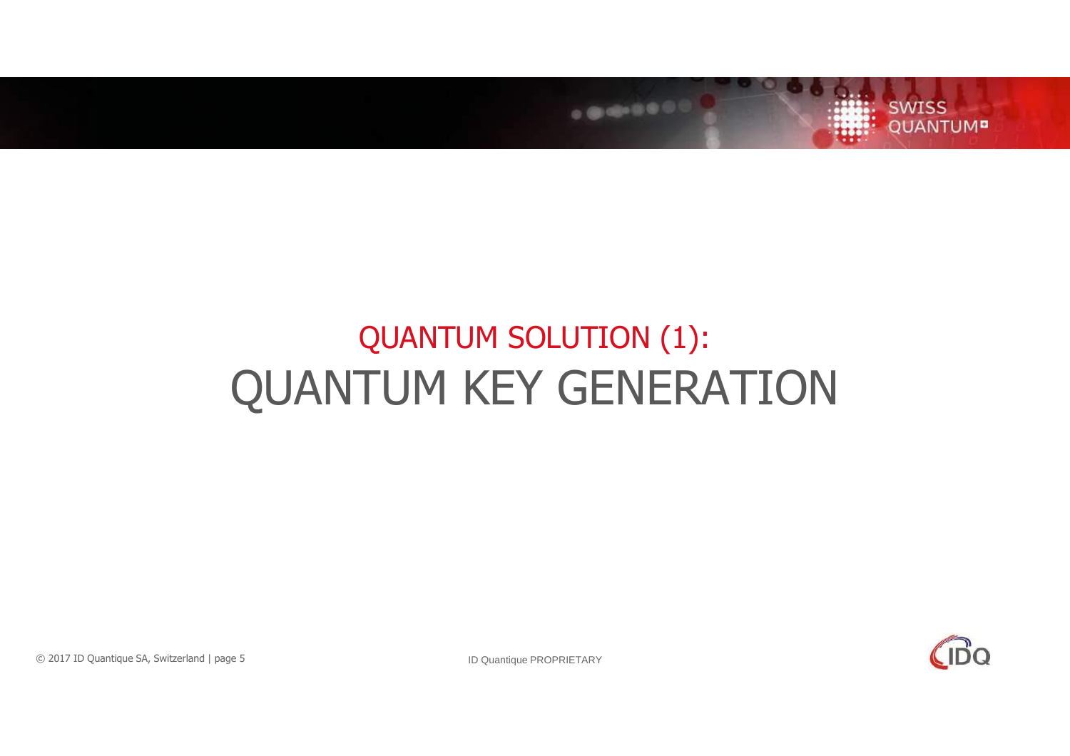# QUANTUM SOLUTION (1):
# QUANTUM KEY GENERATION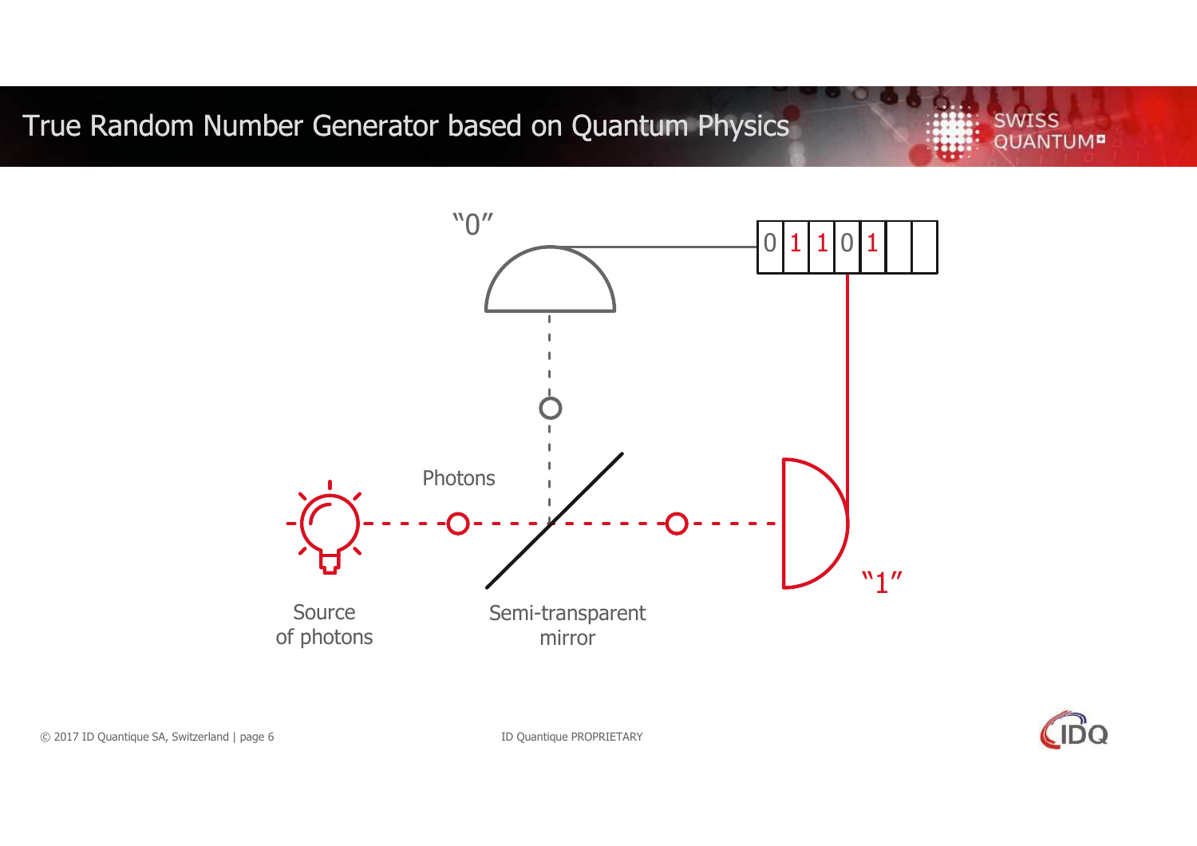# True Random Number Generator based on Quantum Physics

"0"

| 0 | 1 | 1 | 0 | 1 | | |
|---|---|---|---|---|---|---|

Photons

Source of photons

Semi-transparent mirror

"1"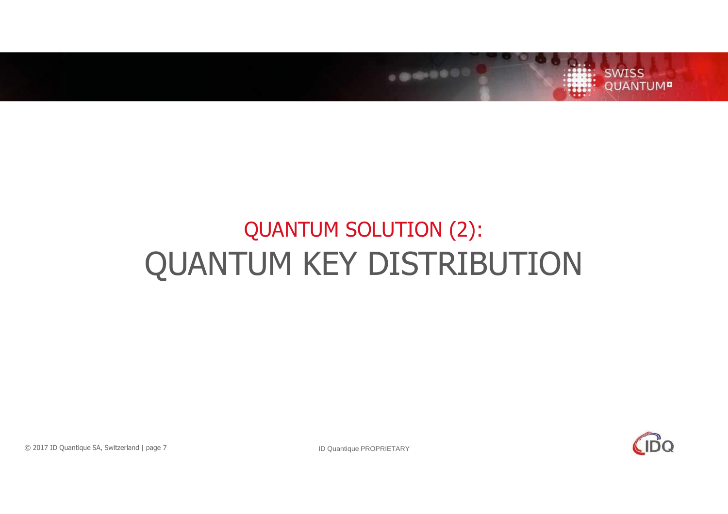# QUANTUM SOLUTION (2):
# QUANTUM KEY DISTRIBUTION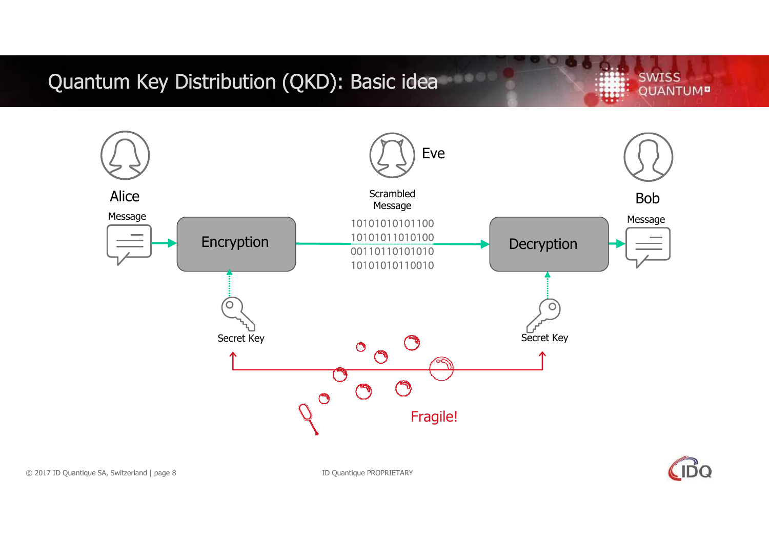# Quantum Key Distribution (QKD): Basic idea

Alice

Message

Encryption

Eve

Scrambled Message

10101010101100
10101011010100
00110110101010
10101010110010

Decryption

Bob

Message

Secret Key

Secret Key

Fragile!

ID Quantique PROPRIETARY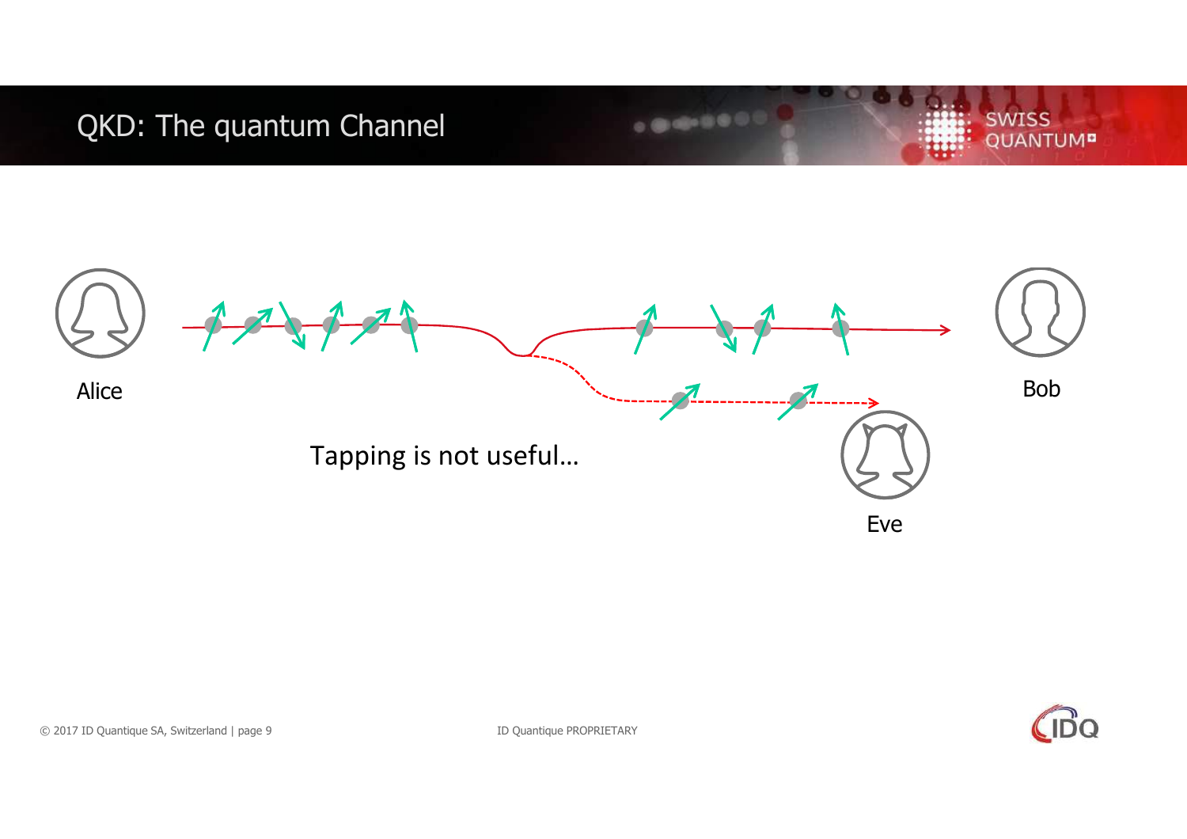# QKD: The quantum Channel

Alice

Bob

Eve

Tapping is not useful…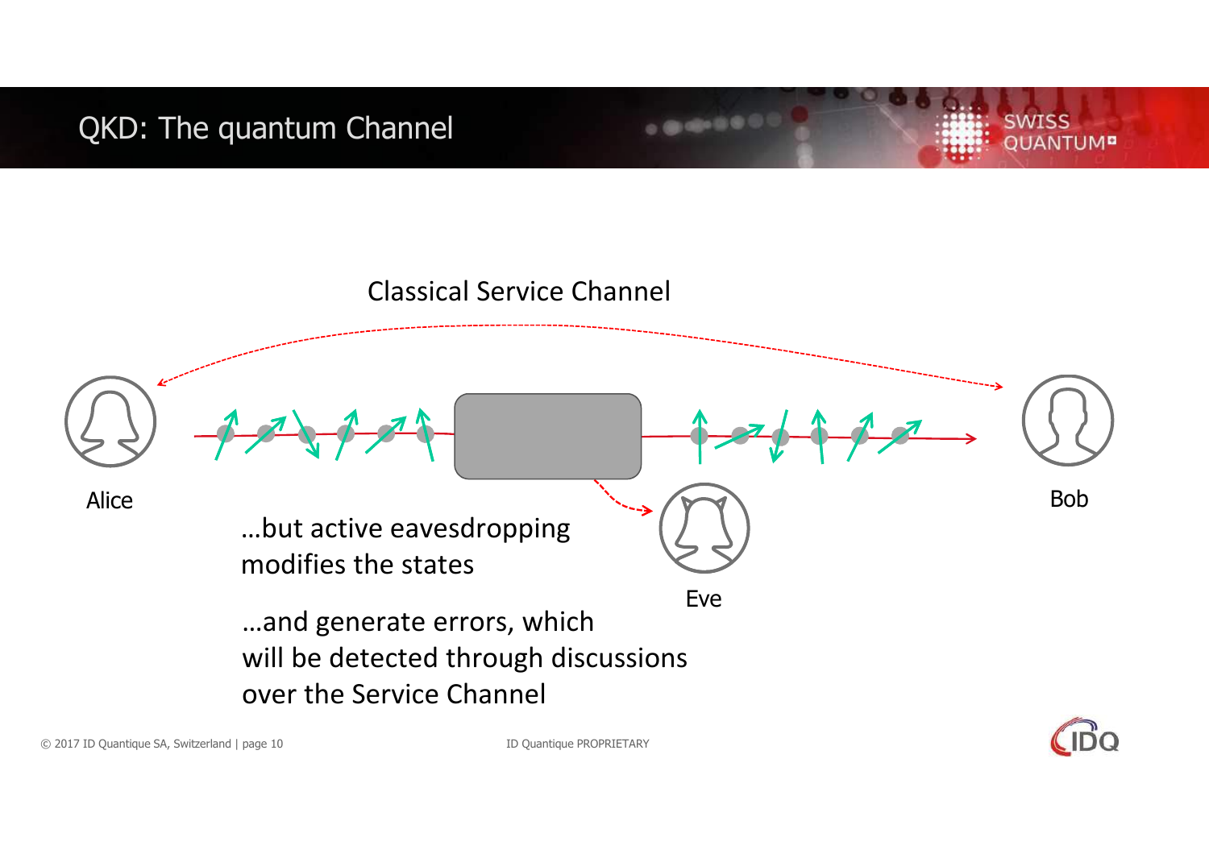# QKD: The quantum Channel

Classical Service Channel

Alice

Bob

Eve

…but active eavesdropping modifies the states

…and generate errors, which will be detected through discussions over the Service Channel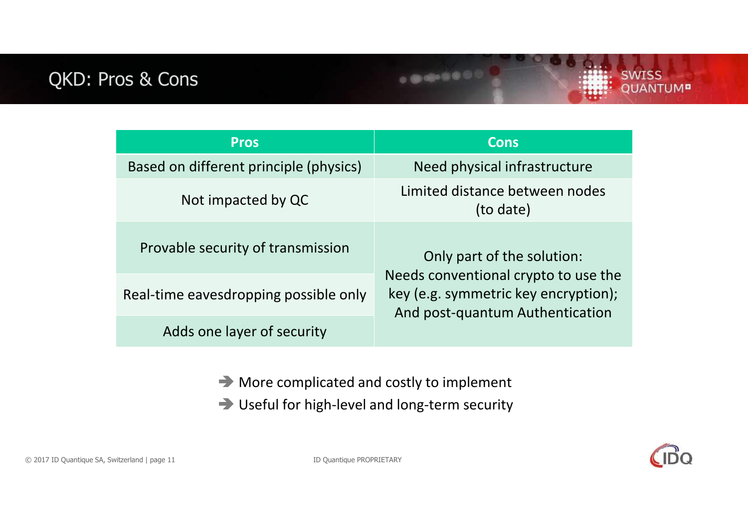# QKD: Pros & Cons

| Pros | Cons |
| --- | --- |
| Based on different principle (physics) | Need physical infrastructure |
| Not impacted by QC | Limited distance between nodes (to date) |
| Provable security of transmission | Only part of the solution: Needs conventional crypto to use the key (e.g. symmetric key encryption); And post-quantum Authentication |
| Real-time eavesdropping possible only | |
| Adds one layer of security | |

- ➔ More complicated and costly to implement
- ➔ Useful for high-level and long-term security

ID Quantique PROPRIETARY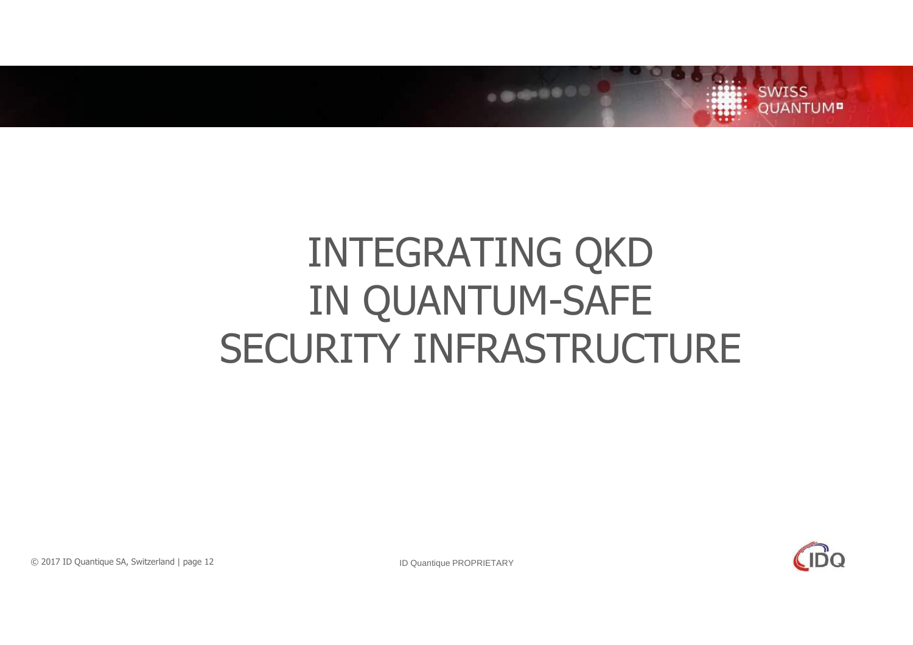# INTEGRATING QKD IN QUANTUM-SAFE SECURITY INFRASTRUCTURE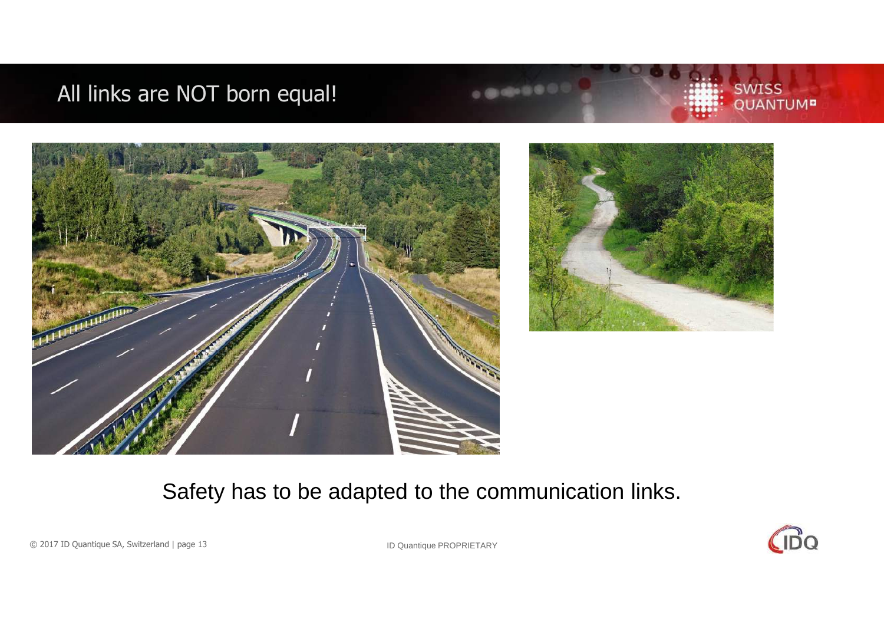# All links are NOT born equal!

Safety has to be adapted to the communication links.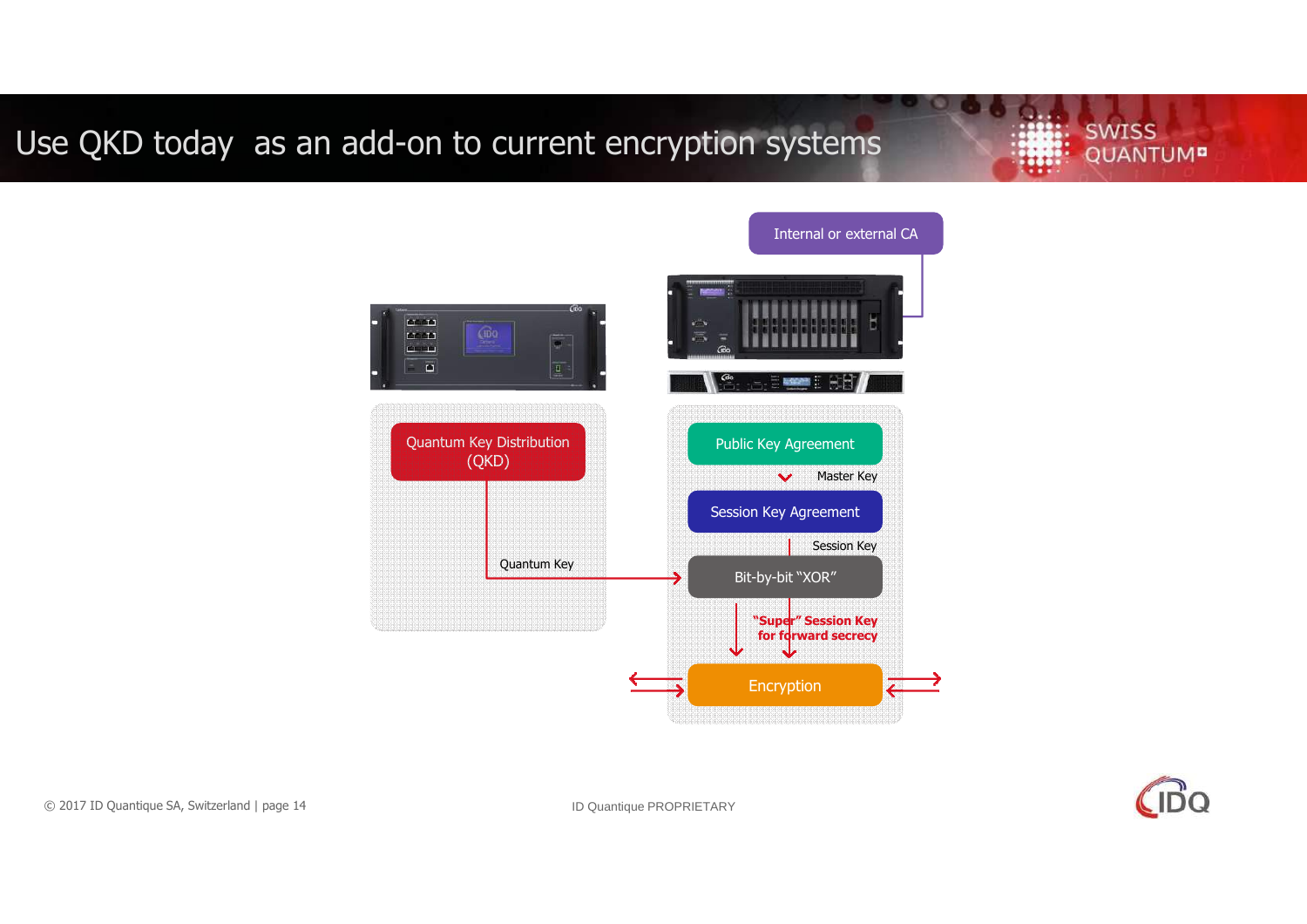# Use QKD today as an add-on to current encryption systems

Internal or external CA

Quantum Key Distribution (QKD)

Quantum Key

Public Key Agreement

Master Key

Session Key Agreement

Session Key

Bit-by-bit "XOR"

**"Super" Session Key for forward secrecy**

Encryption

ID Quantique PROPRIETARY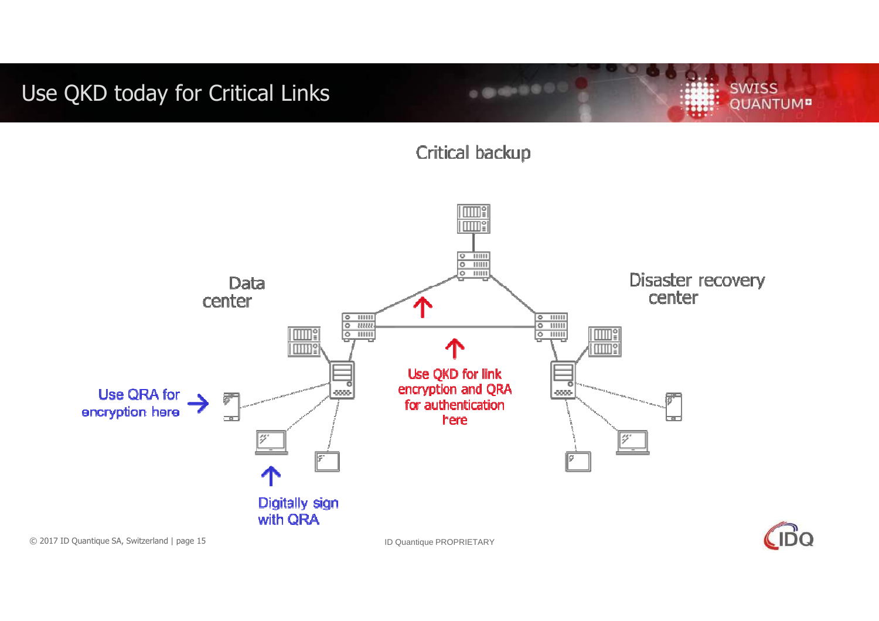# Use QKD today for Critical Links

Critical backup

Data center

Disaster recovery center

Use QRA for encryption here

Digitally sign with QRA

Use QKD for link encryption and QRA for authentication here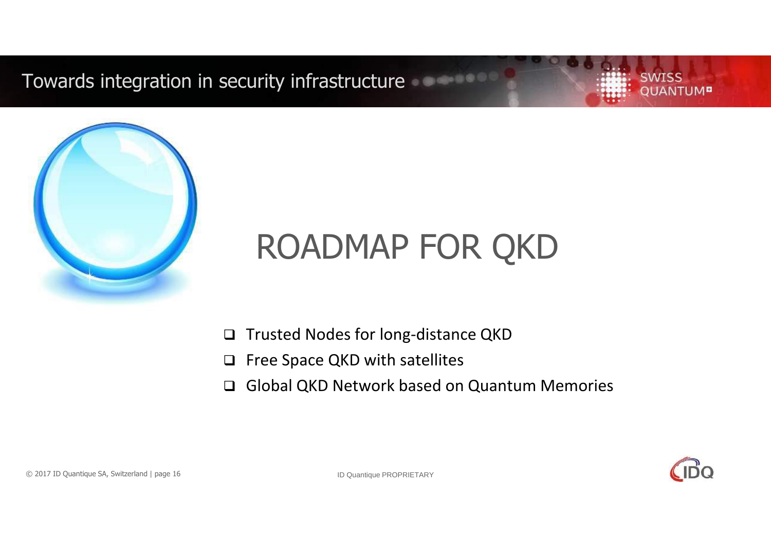# ROADMAP FOR QKD

- Trusted Nodes for long-distance QKD
- Free Space QKD with satellites
- Global QKD Network based on Quantum Memories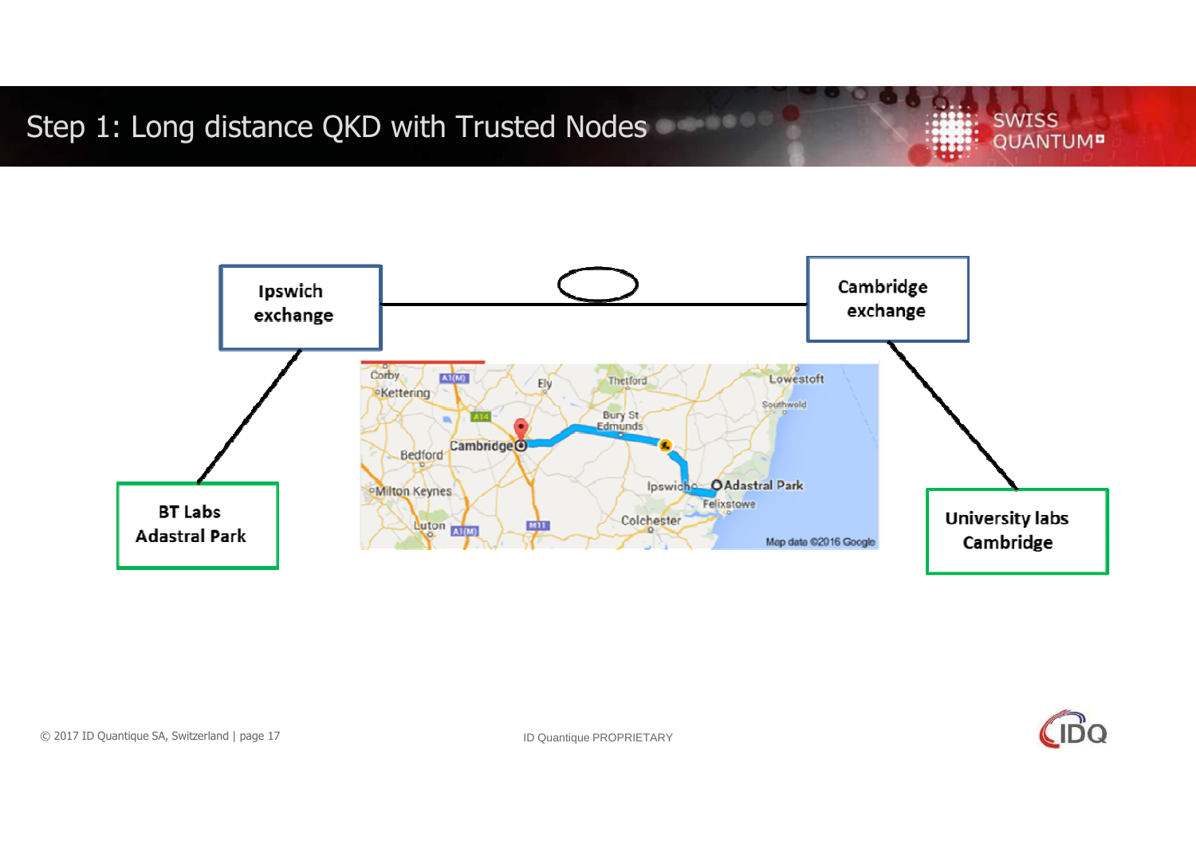# Step 1: Long distance QKD with Trusted Nodes

Ipswich exchange

Cambridge exchange

BT Labs Adastral Park

University labs Cambridge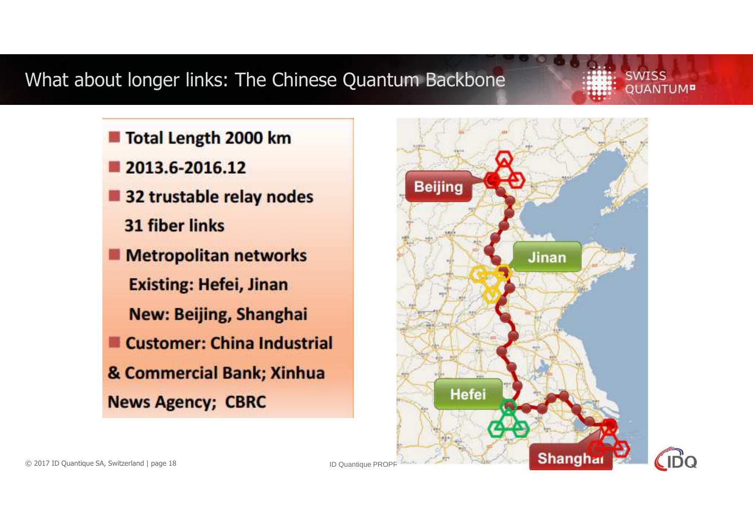# What about longer links: The Chinese Quantum Backbone

- Total Length 2000 km
- 2013.6-2016.12
- 32 trustable relay nodes
  31 fiber links
- Metropolitan networks
  Existing: Hefei, Jinan
  New: Beijing, Shanghai
- Customer: China Industrial & Commercial Bank; Xinhua News Agency; CBRC

Beijing

Jinan

Hefei

Shanghai

ID Quantique PROPR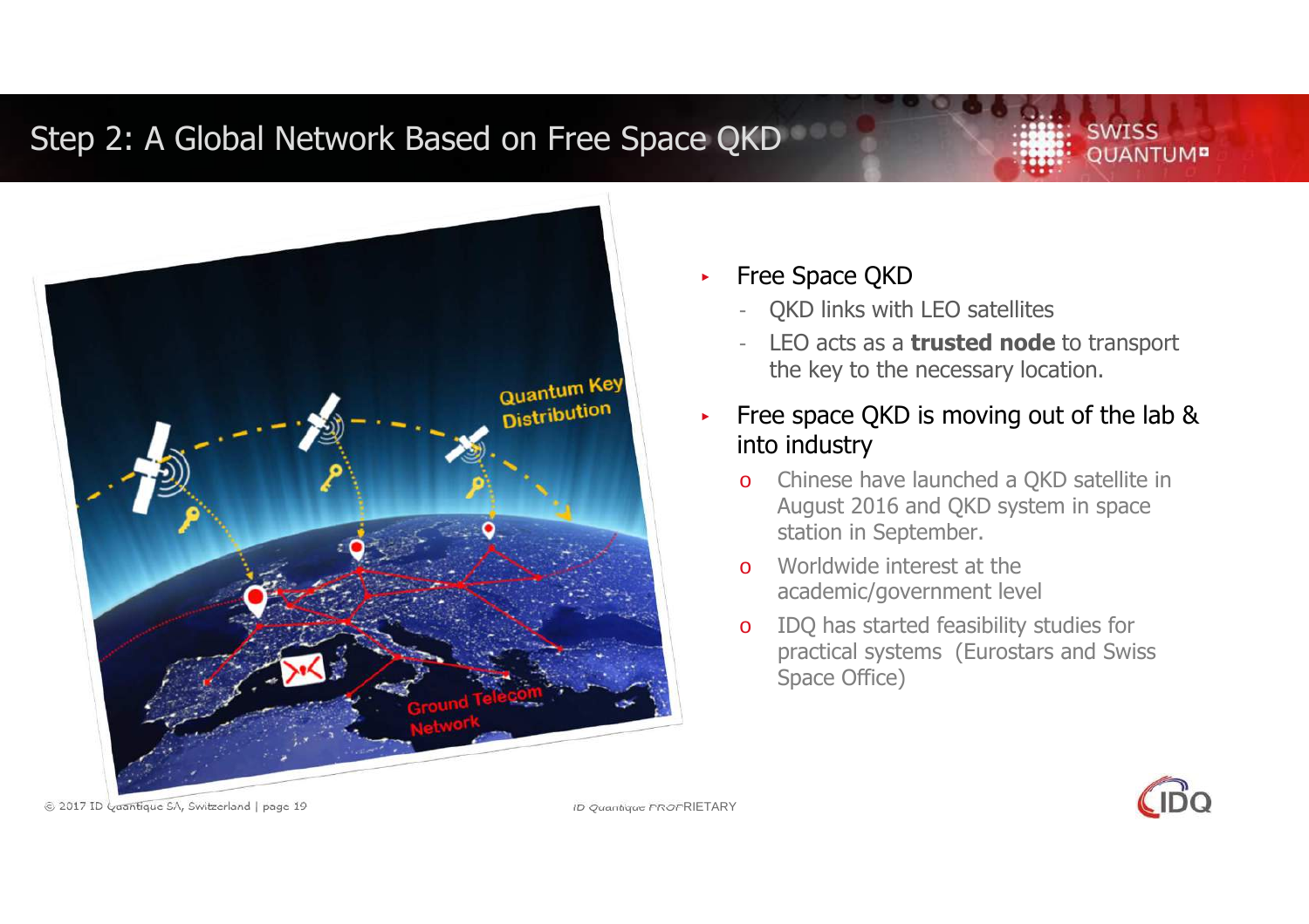# Step 2: A Global Network Based on Free Space QKD

- Free Space QKD
  - QKD links with LEO satellites
  - LEO acts as a **trusted node** to transport the key to the necessary location.
- Free space QKD is moving out of the lab & into industry
  - Chinese have launched a QKD satellite in August 2016 and QKD system in space station in September.
  - Worldwide interest at the academic/government level
  - IDQ has started feasibility studies for practical systems (Eurostars and Swiss Space Office)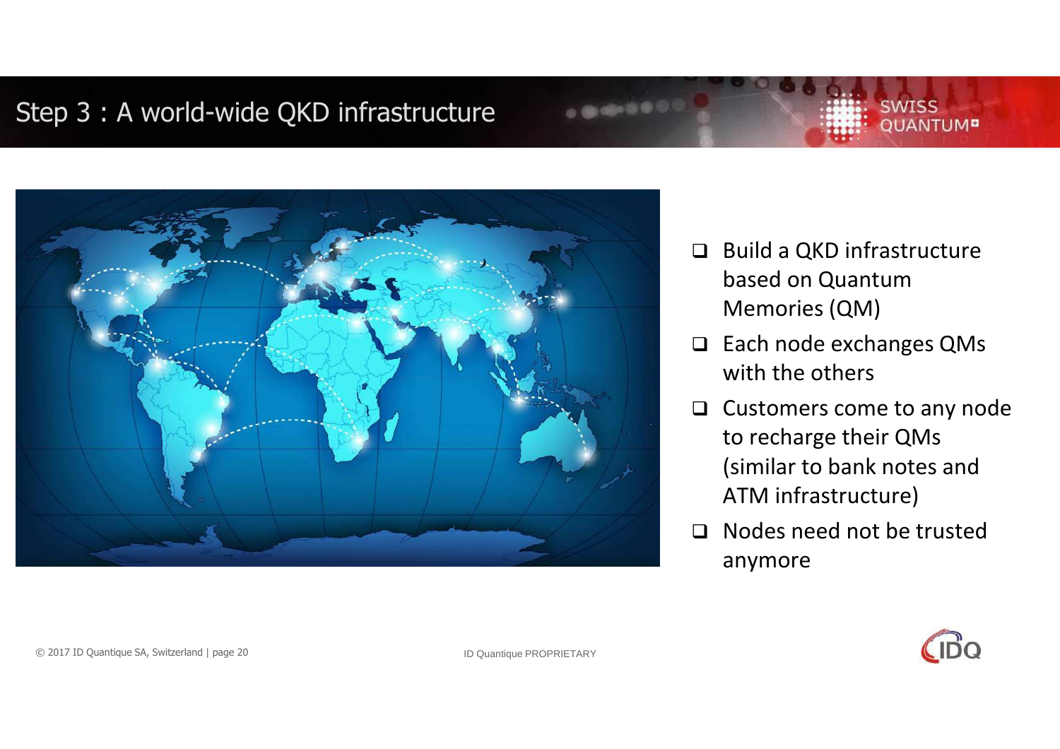# Step 3 : A world-wide QKD infrastructure

- Build a QKD infrastructure based on Quantum Memories (QM)
- Each node exchanges QMs with the others
- Customers come to any node to recharge their QMs (similar to bank notes and ATM infrastructure)
- Nodes need not be trusted anymore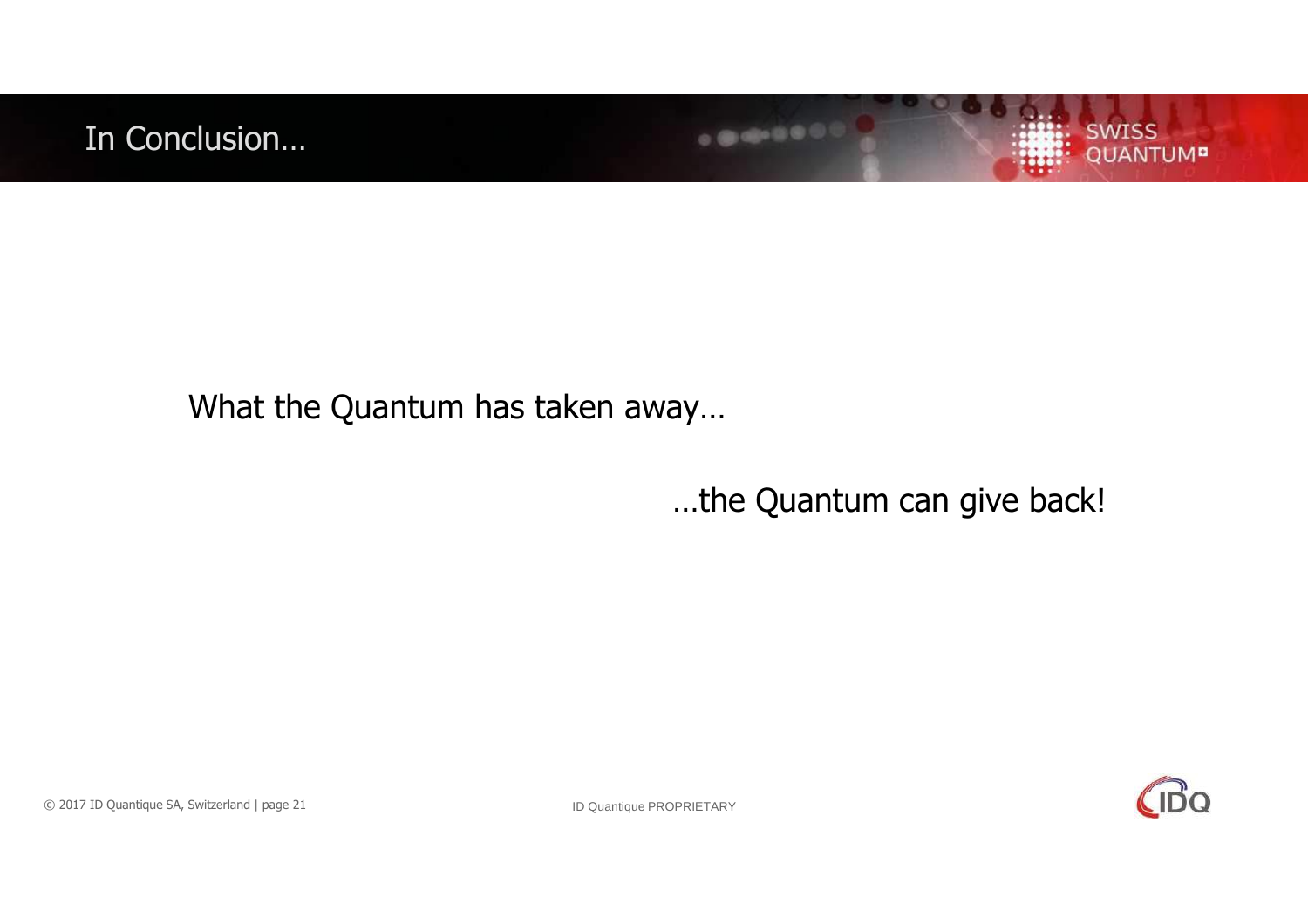# In Conclusion…

What the Quantum has taken away…

…the Quantum can give back!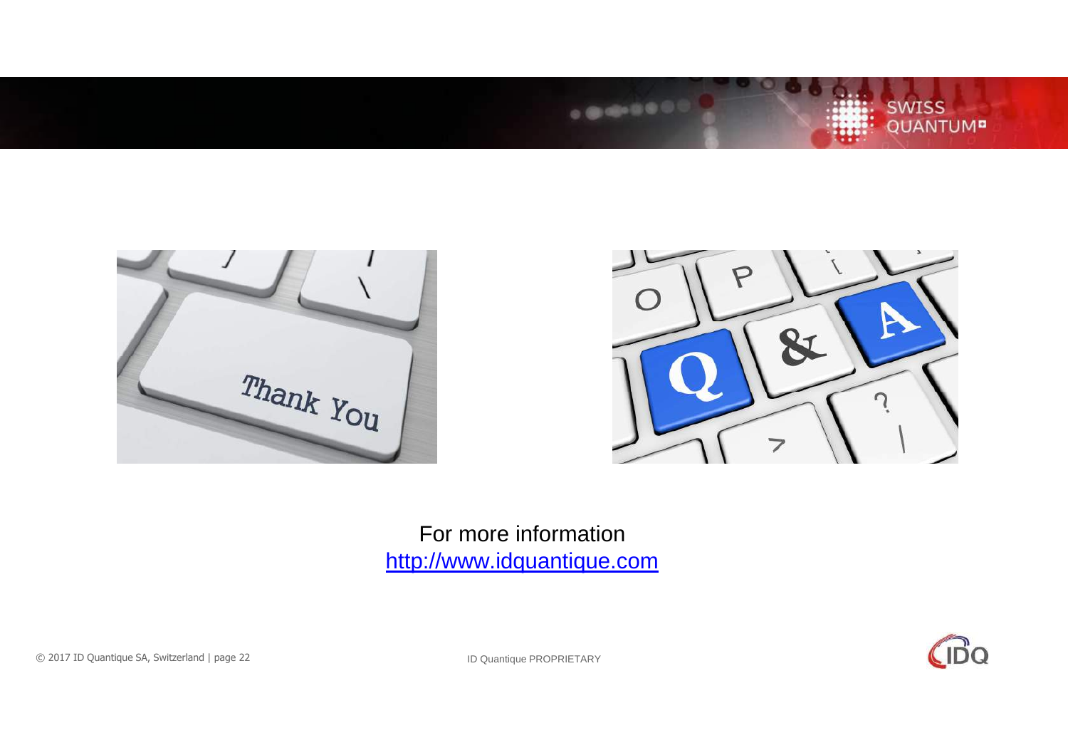For more information
http://www.idquantique.com